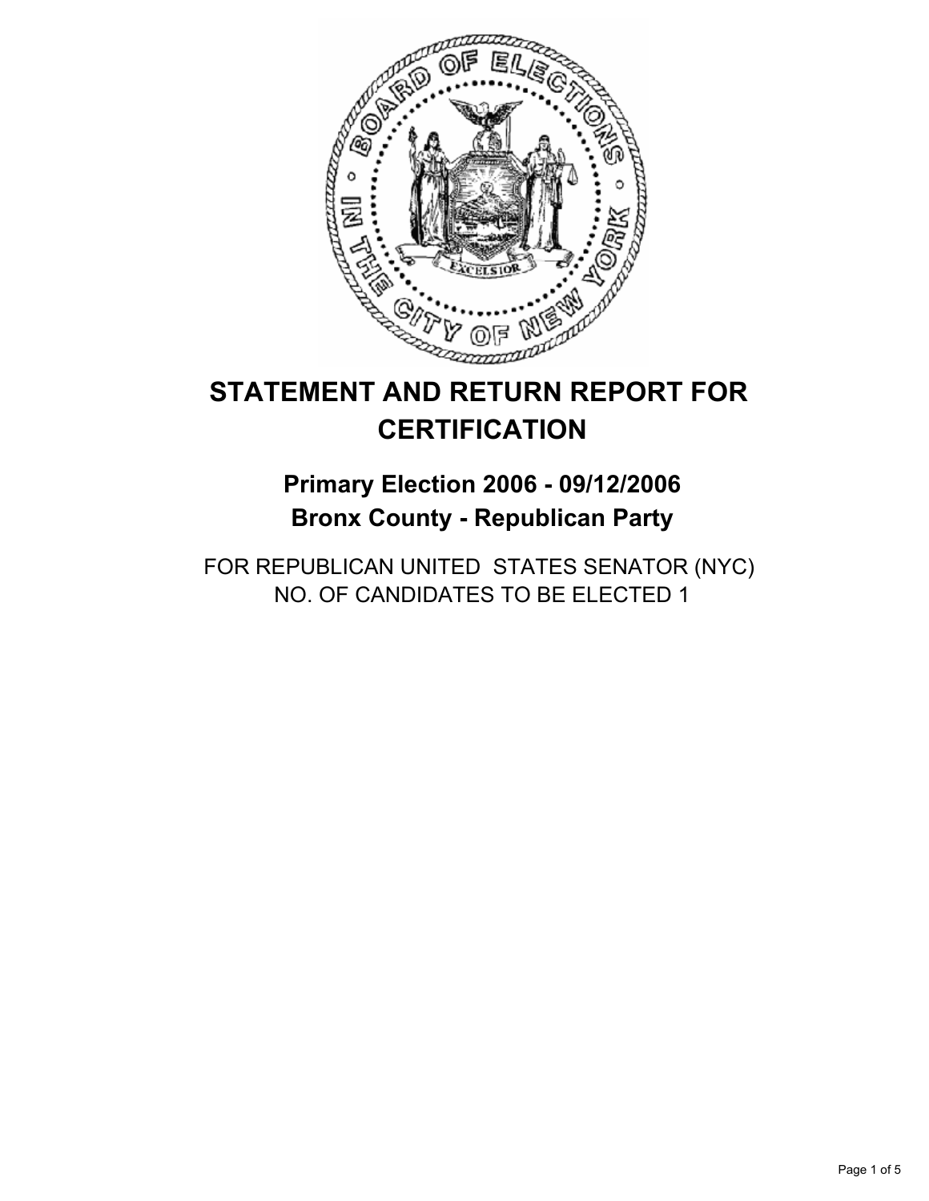# STATEMENT AND RETURN REPORT FOR CERTIFICATION

## Primary Election 2006 - 09/12/2006
## Bronx County - Republican Party

FOR REPUBLICAN UNITED STATES SENATOR (NYC)
NO. OF CANDIDATES TO BE ELECTED 1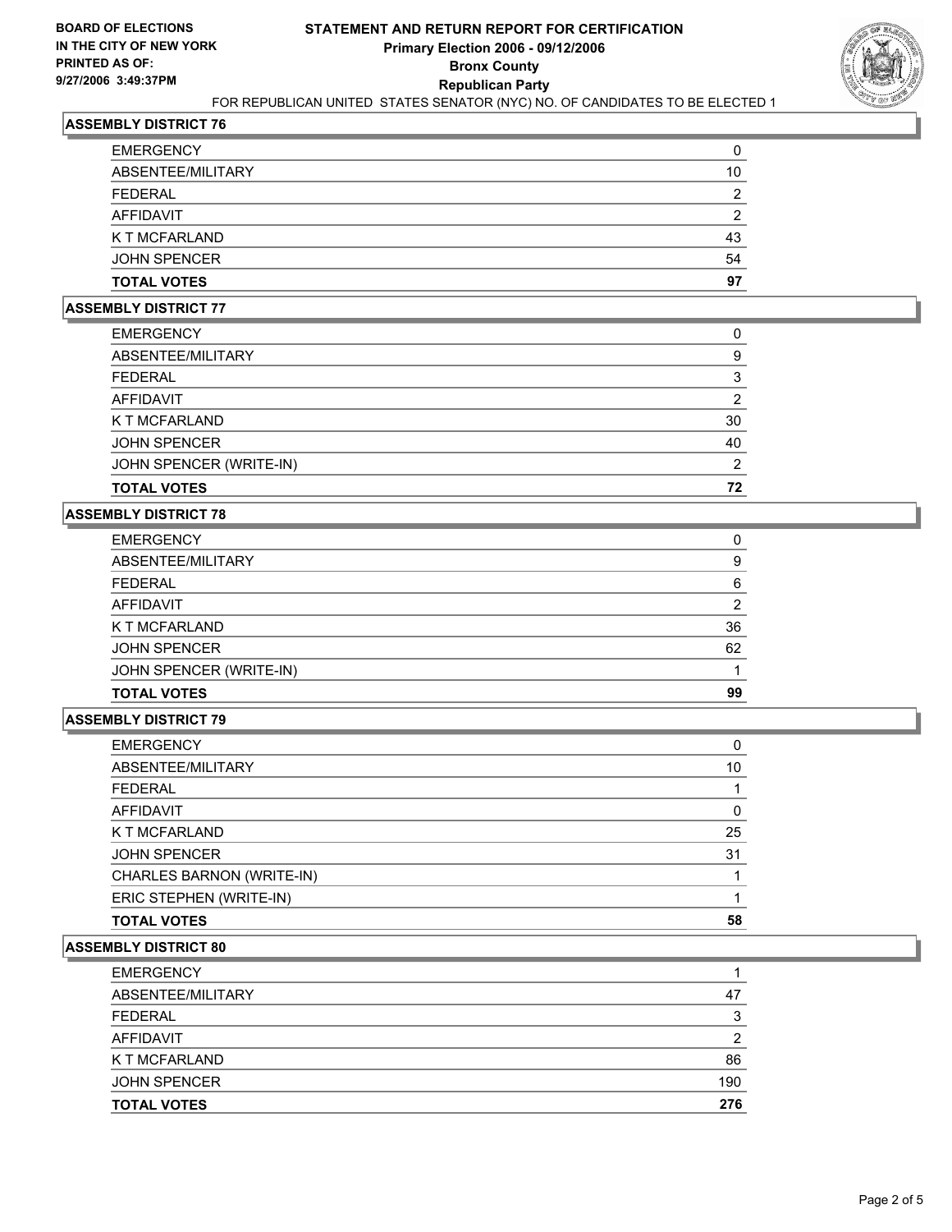BOARD OF ELECTIONS
IN THE CITY OF NEW YORK
PRINTED AS OF:
9/27/2006 3:49:37PM

# STATEMENT AND RETURN REPORT FOR CERTIFICATION
## Primary Election 2006 - 09/12/2006
## Bronx County
## Republican Party

FOR REPUBLICAN UNITED STATES SENATOR (NYC) NO. OF CANDIDATES TO BE ELECTED 1

### ASSEMBLY DISTRICT 76

| | |
|---|---|
| EMERGENCY | 0 |
| ABSENTEE/MILITARY | 10 |
| FEDERAL | 2 |
| AFFIDAVIT | 2 |
| K T MCFARLAND | 43 |
| JOHN SPENCER | 54 |
| **TOTAL VOTES** | **97** |

### ASSEMBLY DISTRICT 77

| | |
|---|---|
| EMERGENCY | 0 |
| ABSENTEE/MILITARY | 9 |
| FEDERAL | 3 |
| AFFIDAVIT | 2 |
| K T MCFARLAND | 30 |
| JOHN SPENCER | 40 |
| JOHN SPENCER (WRITE-IN) | 2 |
| **TOTAL VOTES** | **72** |

### ASSEMBLY DISTRICT 78

| | |
|---|---|
| EMERGENCY | 0 |
| ABSENTEE/MILITARY | 9 |
| FEDERAL | 6 |
| AFFIDAVIT | 2 |
| K T MCFARLAND | 36 |
| JOHN SPENCER | 62 |
| JOHN SPENCER (WRITE-IN) | 1 |
| **TOTAL VOTES** | **99** |

### ASSEMBLY DISTRICT 79

| | |
|---|---|
| EMERGENCY | 0 |
| ABSENTEE/MILITARY | 10 |
| FEDERAL | 1 |
| AFFIDAVIT | 0 |
| K T MCFARLAND | 25 |
| JOHN SPENCER | 31 |
| CHARLES BARNON (WRITE-IN) | 1 |
| ERIC STEPHEN (WRITE-IN) | 1 |
| **TOTAL VOTES** | **58** |

### ASSEMBLY DISTRICT 80

| | |
|---|---|
| EMERGENCY | 1 |
| ABSENTEE/MILITARY | 47 |
| FEDERAL | 3 |
| AFFIDAVIT | 2 |
| K T MCFARLAND | 86 |
| JOHN SPENCER | 190 |
| **TOTAL VOTES** | **276** |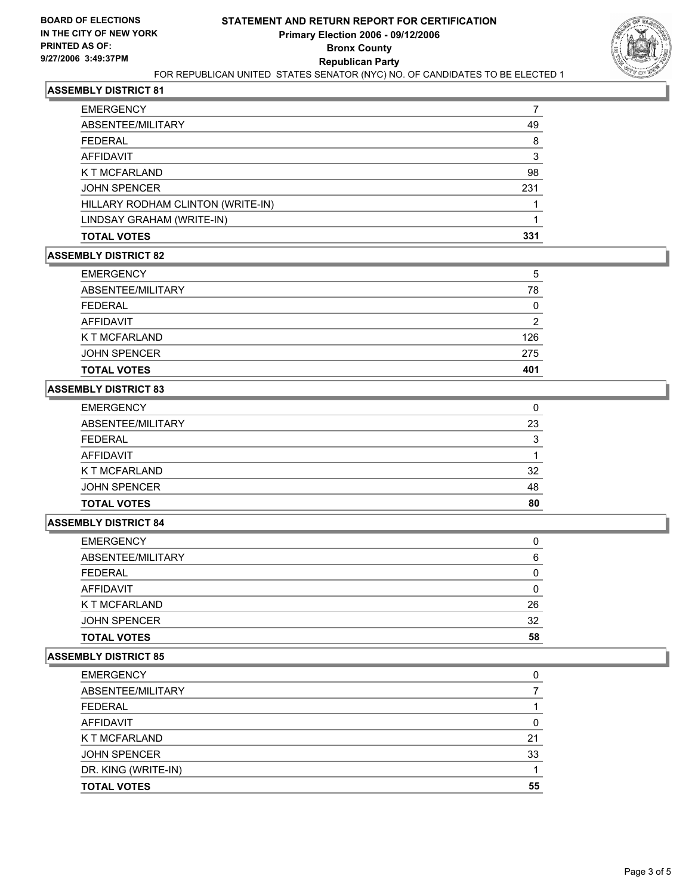**BOARD OF ELECTIONS IN THE CITY OF NEW YORK PRINTED AS OF: 9/27/2006 3:49:37PM**

# STATEMENT AND RETURN REPORT FOR CERTIFICATION
## Primary Election 2006 - 09/12/2006
## Bronx County
## Republican Party

FOR REPUBLICAN UNITED STATES SENATOR (NYC) NO. OF CANDIDATES TO BE ELECTED 1

### ASSEMBLY DISTRICT 81

| | |
|---|---|
| EMERGENCY | 7 |
| ABSENTEE/MILITARY | 49 |
| FEDERAL | 8 |
| AFFIDAVIT | 3 |
| K T MCFARLAND | 98 |
| JOHN SPENCER | 231 |
| HILLARY RODHAM CLINTON (WRITE-IN) | 1 |
| LINDSAY GRAHAM (WRITE-IN) | 1 |
| **TOTAL VOTES** | **331** |

### ASSEMBLY DISTRICT 82

| | |
|---|---|
| EMERGENCY | 5 |
| ABSENTEE/MILITARY | 78 |
| FEDERAL | 0 |
| AFFIDAVIT | 2 |
| K T MCFARLAND | 126 |
| JOHN SPENCER | 275 |
| **TOTAL VOTES** | **401** |

### ASSEMBLY DISTRICT 83

| | |
|---|---|
| EMERGENCY | 0 |
| ABSENTEE/MILITARY | 23 |
| FEDERAL | 3 |
| AFFIDAVIT | 1 |
| K T MCFARLAND | 32 |
| JOHN SPENCER | 48 |
| **TOTAL VOTES** | **80** |

### ASSEMBLY DISTRICT 84

| | |
|---|---|
| EMERGENCY | 0 |
| ABSENTEE/MILITARY | 6 |
| FEDERAL | 0 |
| AFFIDAVIT | 0 |
| K T MCFARLAND | 26 |
| JOHN SPENCER | 32 |
| **TOTAL VOTES** | **58** |

### ASSEMBLY DISTRICT 85

| | |
|---|---|
| EMERGENCY | 0 |
| ABSENTEE/MILITARY | 7 |
| FEDERAL | 1 |
| AFFIDAVIT | 0 |
| K T MCFARLAND | 21 |
| JOHN SPENCER | 33 |
| DR. KING (WRITE-IN) | 1 |
| **TOTAL VOTES** | **55** |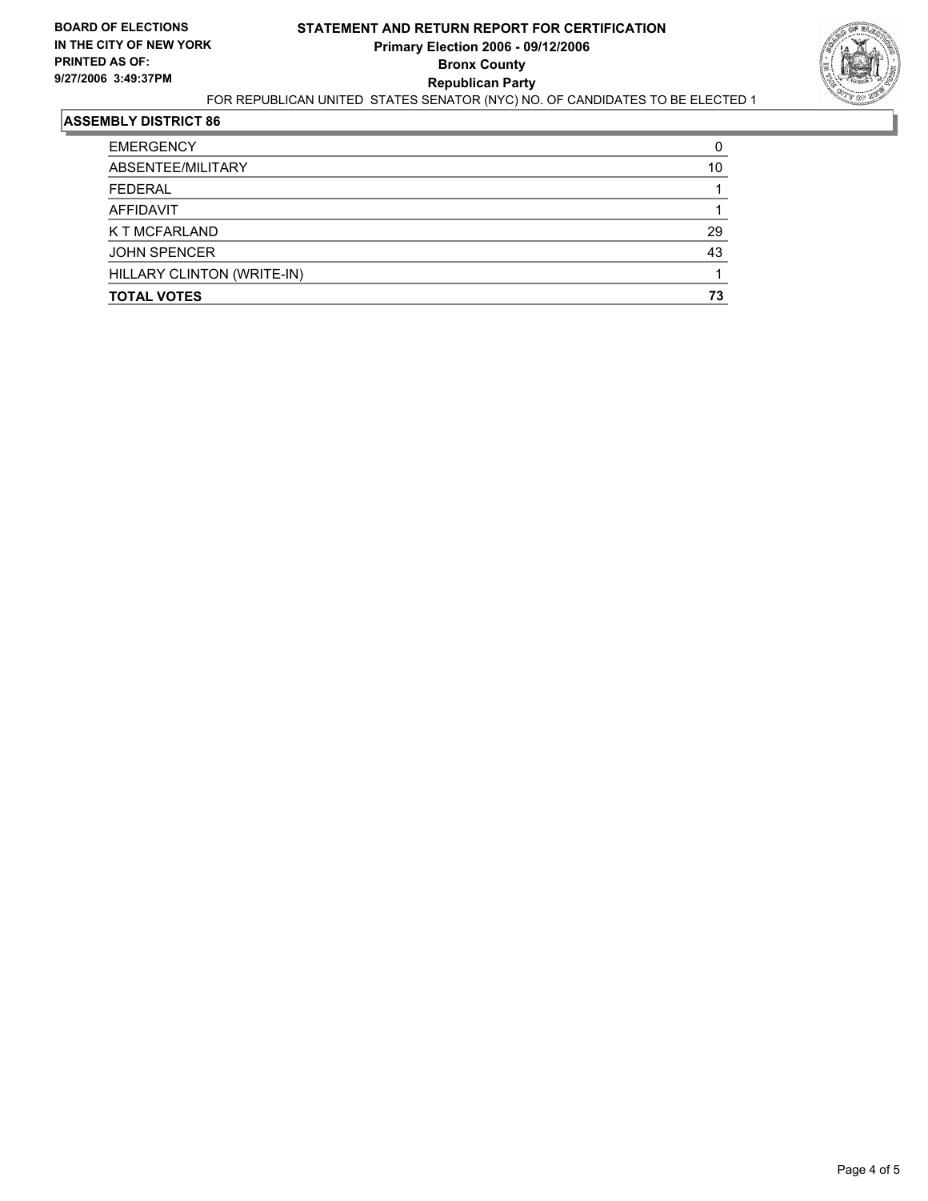**BOARD OF ELECTIONS IN THE CITY OF NEW YORK PRINTED AS OF: 9/27/2006 3:49:37PM**

# STATEMENT AND RETURN REPORT FOR CERTIFICATION
## Primary Election 2006 - 09/12/2006
## Bronx County
## Republican Party

FOR REPUBLICAN UNITED STATES SENATOR (NYC) NO. OF CANDIDATES TO BE ELECTED 1

### ASSEMBLY DISTRICT 86

| | |
|---|---|
| EMERGENCY | 0 |
| ABSENTEE/MILITARY | 10 |
| FEDERAL | 1 |
| AFFIDAVIT | 1 |
| K T MCFARLAND | 29 |
| JOHN SPENCER | 43 |
| HILLARY CLINTON (WRITE-IN) | 1 |
| **TOTAL VOTES** | **73** |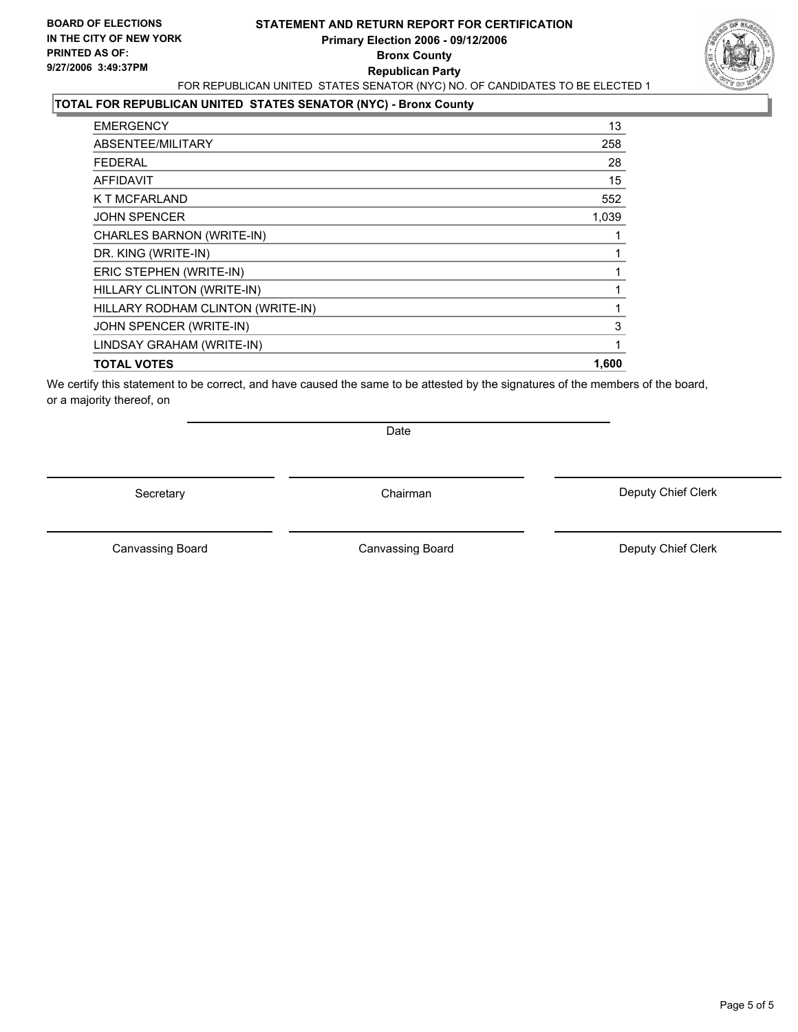**BOARD OF ELECTIONS IN THE CITY OF NEW YORK**
**PRINTED AS OF: 9/27/2006 3:49:37PM**

# STATEMENT AND RETURN REPORT FOR CERTIFICATION
## Primary Election 2006 - 09/12/2006
## Bronx County
## Republican Party

FOR REPUBLICAN UNITED STATES SENATOR (NYC) NO. OF CANDIDATES TO BE ELECTED 1

### TOTAL FOR REPUBLICAN UNITED STATES SENATOR (NYC) - Bronx County

| | |
|---|---|
| EMERGENCY | 13 |
| ABSENTEE/MILITARY | 258 |
| FEDERAL | 28 |
| AFFIDAVIT | 15 |
| K T MCFARLAND | 552 |
| JOHN SPENCER | 1,039 |
| CHARLES BARNON (WRITE-IN) | 1 |
| DR. KING (WRITE-IN) | 1 |
| ERIC STEPHEN (WRITE-IN) | 1 |
| HILLARY CLINTON (WRITE-IN) | 1 |
| HILLARY RODHAM CLINTON (WRITE-IN) | 1 |
| JOHN SPENCER (WRITE-IN) | 3 |
| LINDSAY GRAHAM (WRITE-IN) | 1 |
| **TOTAL VOTES** | **1,600** |

We certify this statement to be correct, and have caused the same to be attested by the signatures of the members of the board, or a majority thereof, on

Date

Secretary

Chairman

Deputy Chief Clerk

Canvassing Board

Canvassing Board

Deputy Chief Clerk